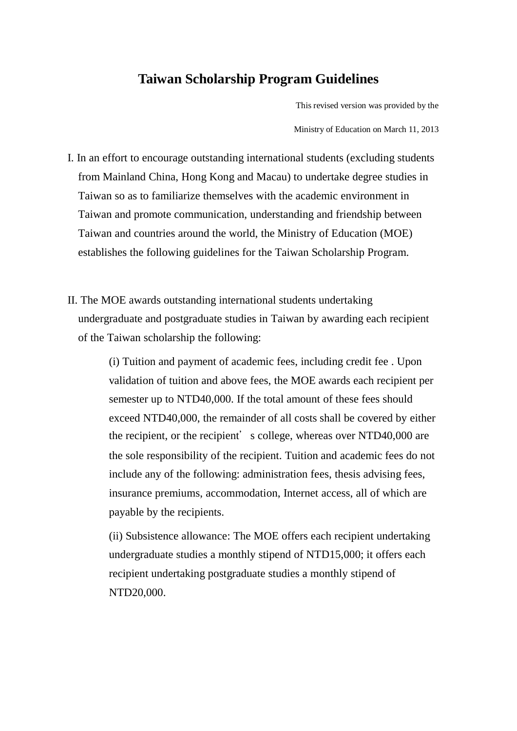# Taiwan Scholarship Program Guidelines

This revised version was provided by the

Ministry of Education on March 11, 2013

I. In an effort to encourage outstanding international students (excluding students from Mainland China, Hong Kong and Macau) to undertake degree studies in Taiwan so as to familiarize themselves with the academic environment in Taiwan and promote communication, understanding and friendship between Taiwan and countries around the world, the Ministry of Education (MOE) establishes the following guidelines for the Taiwan Scholarship Program.

II. The MOE awards outstanding international students undertaking undergraduate and postgraduate studies in Taiwan by awarding each recipient of the Taiwan scholarship the following:

(i) Tuition and payment of academic fees, including credit fee . Upon validation of tuition and above fees, the MOE awards each recipient per semester up to NTD40,000. If the total amount of these fees should exceed NTD40,000, the remainder of all costs shall be covered by either the recipient, or the recipient' s college, whereas over NTD40,000 are the sole responsibility of the recipient. Tuition and academic fees do not include any of the following: administration fees, thesis advising fees, insurance premiums, accommodation, Internet access, all of which are payable by the recipients.

(ii) Subsistence allowance: The MOE offers each recipient undertaking undergraduate studies a monthly stipend of NTD15,000; it offers each recipient undertaking postgraduate studies a monthly stipend of NTD20,000.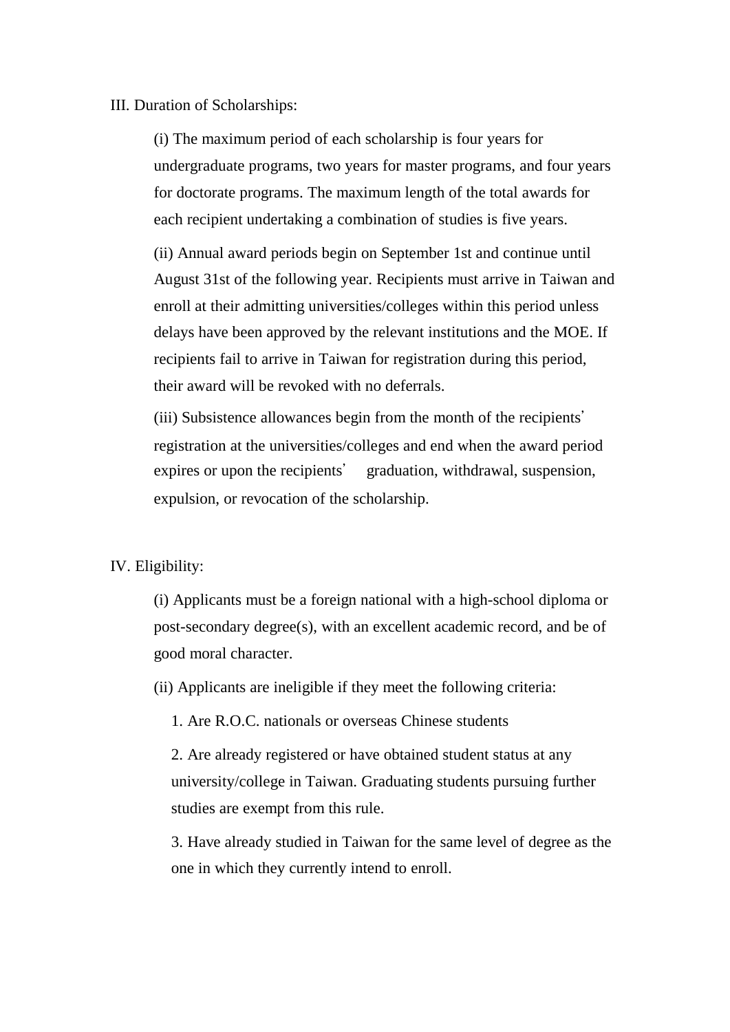III. Duration of Scholarships:

(i) The maximum period of each scholarship is four years for undergraduate programs, two years for master programs, and four years for doctorate programs. The maximum length of the total awards for each recipient undertaking a combination of studies is five years.

(ii) Annual award periods begin on September 1st and continue until August 31st of the following year. Recipients must arrive in Taiwan and enroll at their admitting universities/colleges within this period unless delays have been approved by the relevant institutions and the MOE. If recipients fail to arrive in Taiwan for registration during this period, their award will be revoked with no deferrals.

(iii) Subsistence allowances begin from the month of the recipients' registration at the universities/colleges and end when the award period expires or upon the recipients' graduation, withdrawal, suspension, expulsion, or revocation of the scholarship.

IV. Eligibility:

(i) Applicants must be a foreign national with a high-school diploma or post-secondary degree(s), with an excellent academic record, and be of good moral character.

(ii) Applicants are ineligible if they meet the following criteria:

1. Are R.O.C. nationals or overseas Chinese students

2. Are already registered or have obtained student status at any university/college in Taiwan. Graduating students pursuing further studies are exempt from this rule.

3. Have already studied in Taiwan for the same level of degree as the one in which they currently intend to enroll.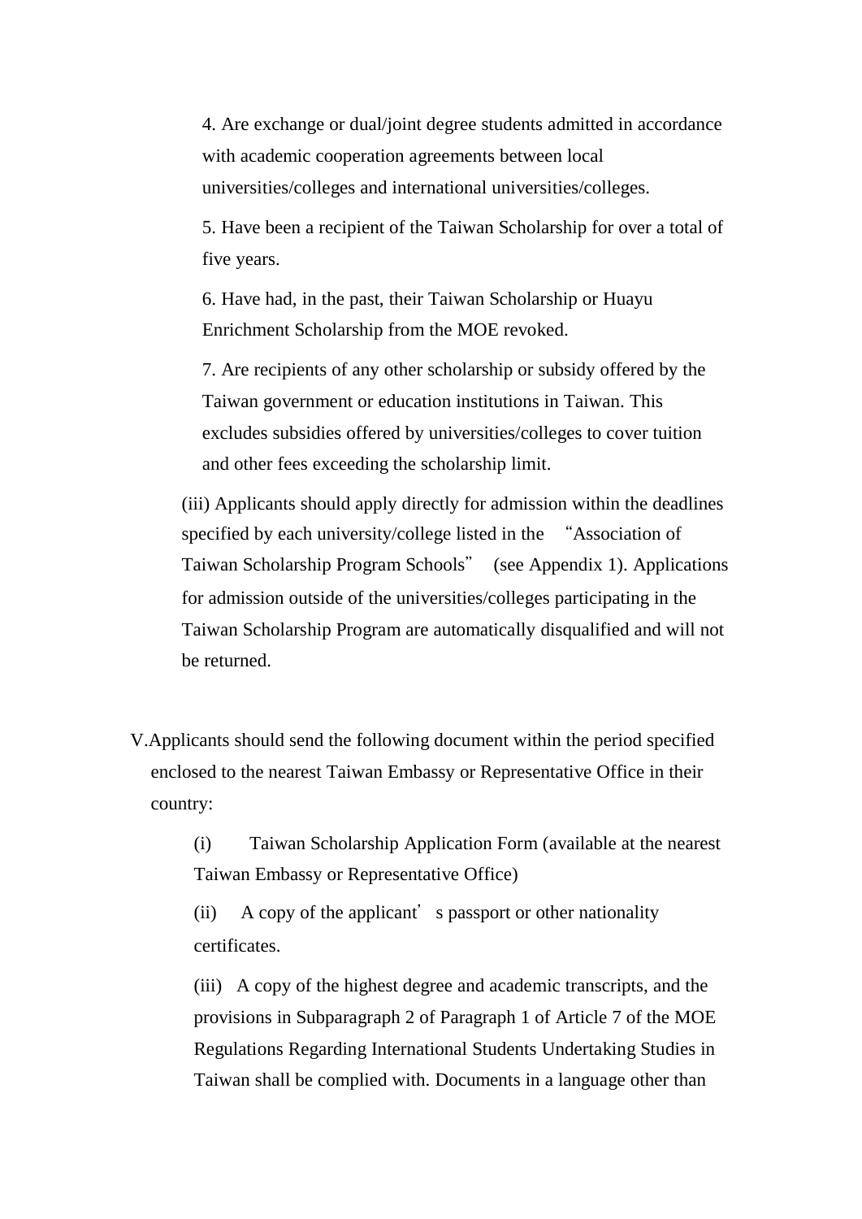4. Are exchange or dual/joint degree students admitted in accordance with academic cooperation agreements between local universities/colleges and international universities/colleges.

5. Have been a recipient of the Taiwan Scholarship for over a total of five years.

6. Have had, in the past, their Taiwan Scholarship or Huayu Enrichment Scholarship from the MOE revoked.

7. Are recipients of any other scholarship or subsidy offered by the Taiwan government or education institutions in Taiwan. This excludes subsidies offered by universities/colleges to cover tuition and other fees exceeding the scholarship limit.

(iii) Applicants should apply directly for admission within the deadlines specified by each university/college listed in the "Association of Taiwan Scholarship Program Schools" (see Appendix 1). Applications for admission outside of the universities/colleges participating in the Taiwan Scholarship Program are automatically disqualified and will not be returned.

V. Applicants should send the following document within the period specified enclosed to the nearest Taiwan Embassy or Representative Office in their country:

(i) Taiwan Scholarship Application Form (available at the nearest Taiwan Embassy or Representative Office)

(ii) A copy of the applicant's passport or other nationality certificates.

(iii) A copy of the highest degree and academic transcripts, and the provisions in Subparagraph 2 of Paragraph 1 of Article 7 of the MOE Regulations Regarding International Students Undertaking Studies in Taiwan shall be complied with. Documents in a language other than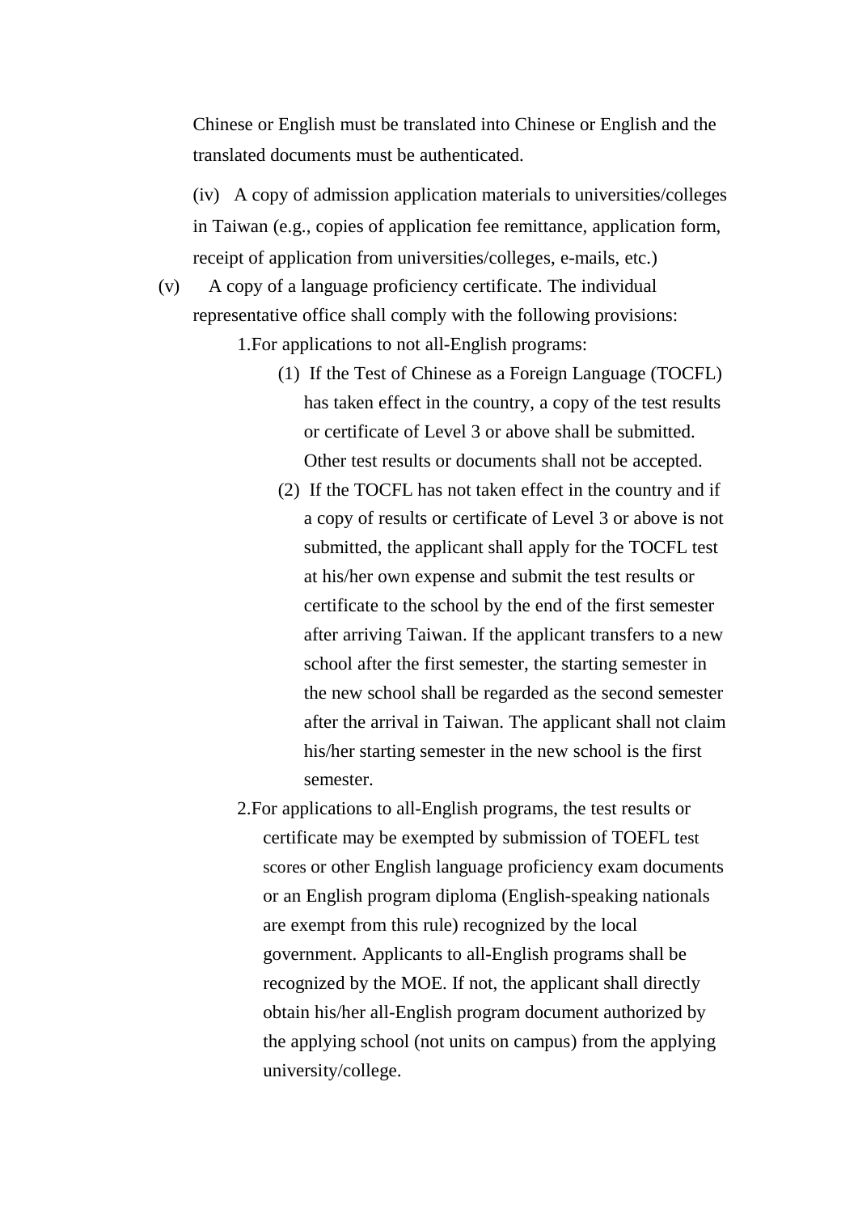Chinese or English must be translated into Chinese or English and the translated documents must be authenticated.

(iv) A copy of admission application materials to universities/colleges in Taiwan (e.g., copies of application fee remittance, application form, receipt of application from universities/colleges, e-mails, etc.)

(v) A copy of a language proficiency certificate. The individual representative office shall comply with the following provisions:

1. For applications to not all-English programs:

   (1) If the Test of Chinese as a Foreign Language (TOCFL) has taken effect in the country, a copy of the test results or certificate of Level 3 or above shall be submitted. Other test results or documents shall not be accepted.

   (2) If the TOCFL has not taken effect in the country and if a copy of results or certificate of Level 3 or above is not submitted, the applicant shall apply for the TOCFL test at his/her own expense and submit the test results or certificate to the school by the end of the first semester after arriving Taiwan. If the applicant transfers to a new school after the first semester, the starting semester in the new school shall be regarded as the second semester after the arrival in Taiwan. The applicant shall not claim his/her starting semester in the new school is the first semester.

2. For applications to all-English programs, the test results or certificate may be exempted by submission of TOEFL test scores or other English language proficiency exam documents or an English program diploma (English-speaking nationals are exempt from this rule) recognized by the local government. Applicants to all-English programs shall be recognized by the MOE. If not, the applicant shall directly obtain his/her all-English program document authorized by the applying school (not units on campus) from the applying university/college.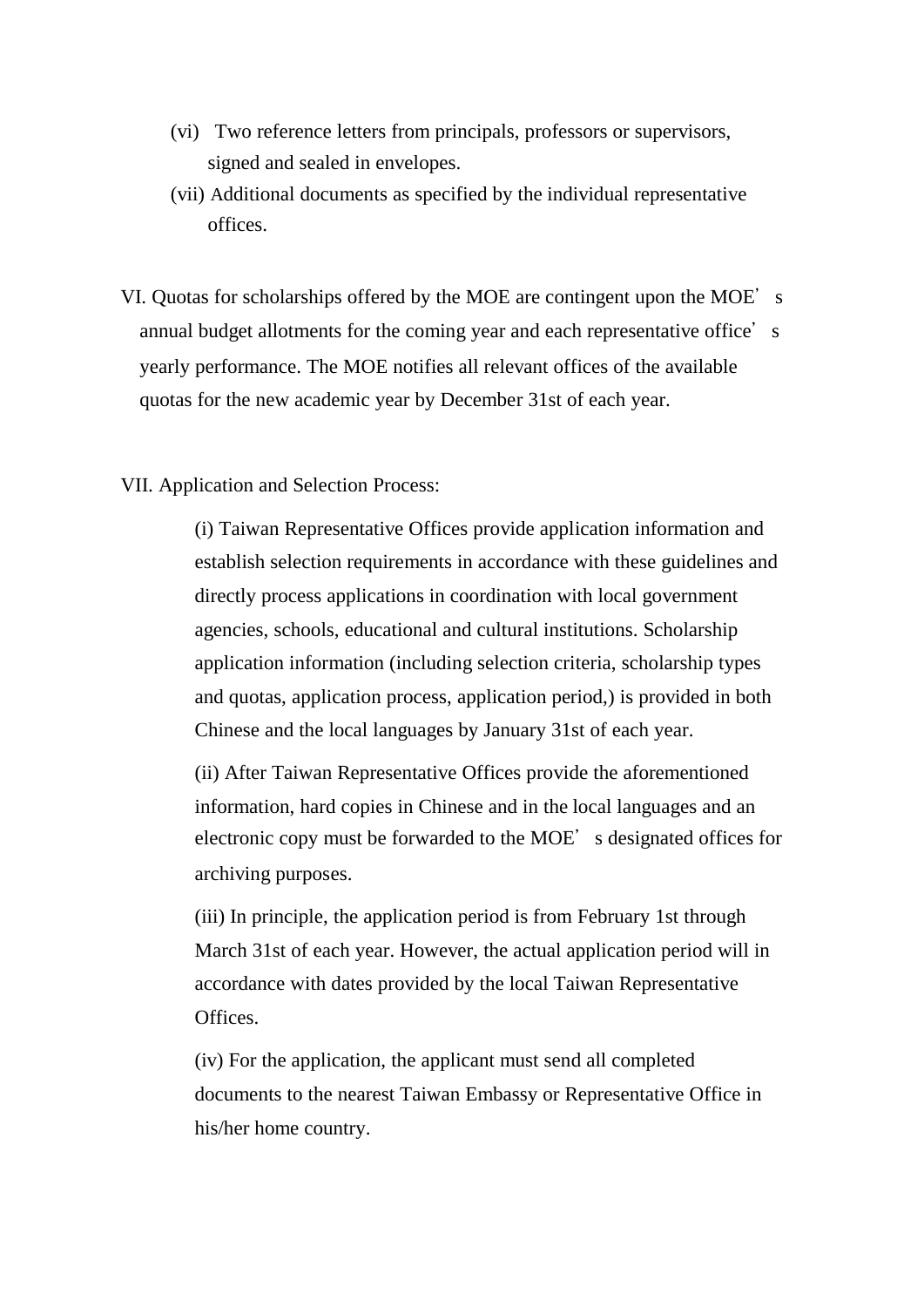(vi) Two reference letters from principals, professors or supervisors, signed and sealed in envelopes.

(vii) Additional documents as specified by the individual representative offices.

VI. Quotas for scholarships offered by the MOE are contingent upon the MOE's annual budget allotments for the coming year and each representative office's yearly performance. The MOE notifies all relevant offices of the available quotas for the new academic year by December 31st of each year.

VII. Application and Selection Process:

(i) Taiwan Representative Offices provide application information and establish selection requirements in accordance with these guidelines and directly process applications in coordination with local government agencies, schools, educational and cultural institutions. Scholarship application information (including selection criteria, scholarship types and quotas, application process, application period,) is provided in both Chinese and the local languages by January 31st of each year.

(ii) After Taiwan Representative Offices provide the aforementioned information, hard copies in Chinese and in the local languages and an electronic copy must be forwarded to the MOE's designated offices for archiving purposes.

(iii) In principle, the application period is from February 1st through March 31st of each year. However, the actual application period will in accordance with dates provided by the local Taiwan Representative Offices.

(iv) For the application, the applicant must send all completed documents to the nearest Taiwan Embassy or Representative Office in his/her home country.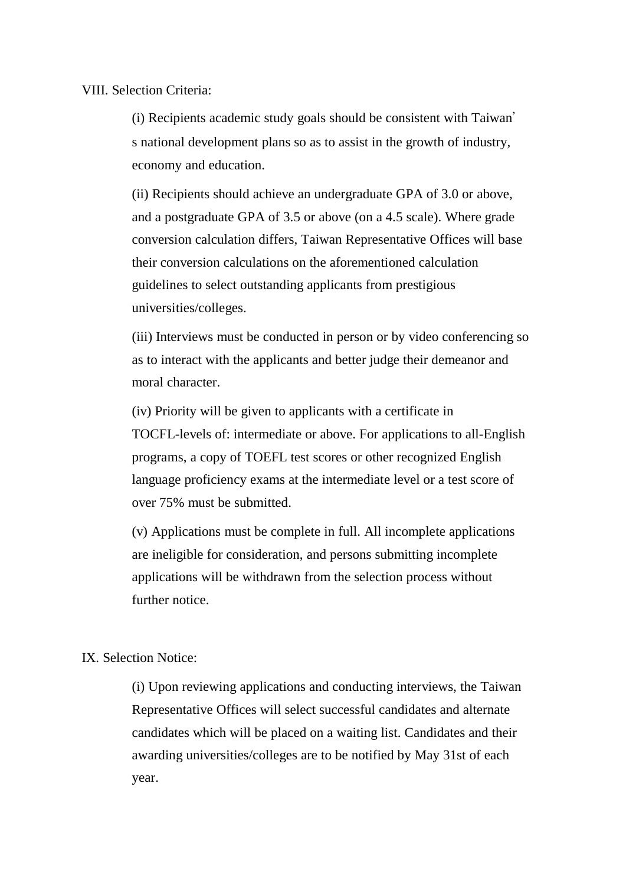VIII. Selection Criteria:

(i) Recipients academic study goals should be consistent with Taiwan's national development plans so as to assist in the growth of industry, economy and education.

(ii) Recipients should achieve an undergraduate GPA of 3.0 or above, and a postgraduate GPA of 3.5 or above (on a 4.5 scale). Where grade conversion calculation differs, Taiwan Representative Offices will base their conversion calculations on the aforementioned calculation guidelines to select outstanding applicants from prestigious universities/colleges.

(iii) Interviews must be conducted in person or by video conferencing so as to interact with the applicants and better judge their demeanor and moral character.

(iv) Priority will be given to applicants with a certificate in TOCFL-levels of: intermediate or above. For applications to all-English programs, a copy of TOEFL test scores or other recognized English language proficiency exams at the intermediate level or a test score of over 75% must be submitted.

(v) Applications must be complete in full. All incomplete applications are ineligible for consideration, and persons submitting incomplete applications will be withdrawn from the selection process without further notice.

IX. Selection Notice:

(i) Upon reviewing applications and conducting interviews, the Taiwan Representative Offices will select successful candidates and alternate candidates which will be placed on a waiting list. Candidates and their awarding universities/colleges are to be notified by May 31st of each year.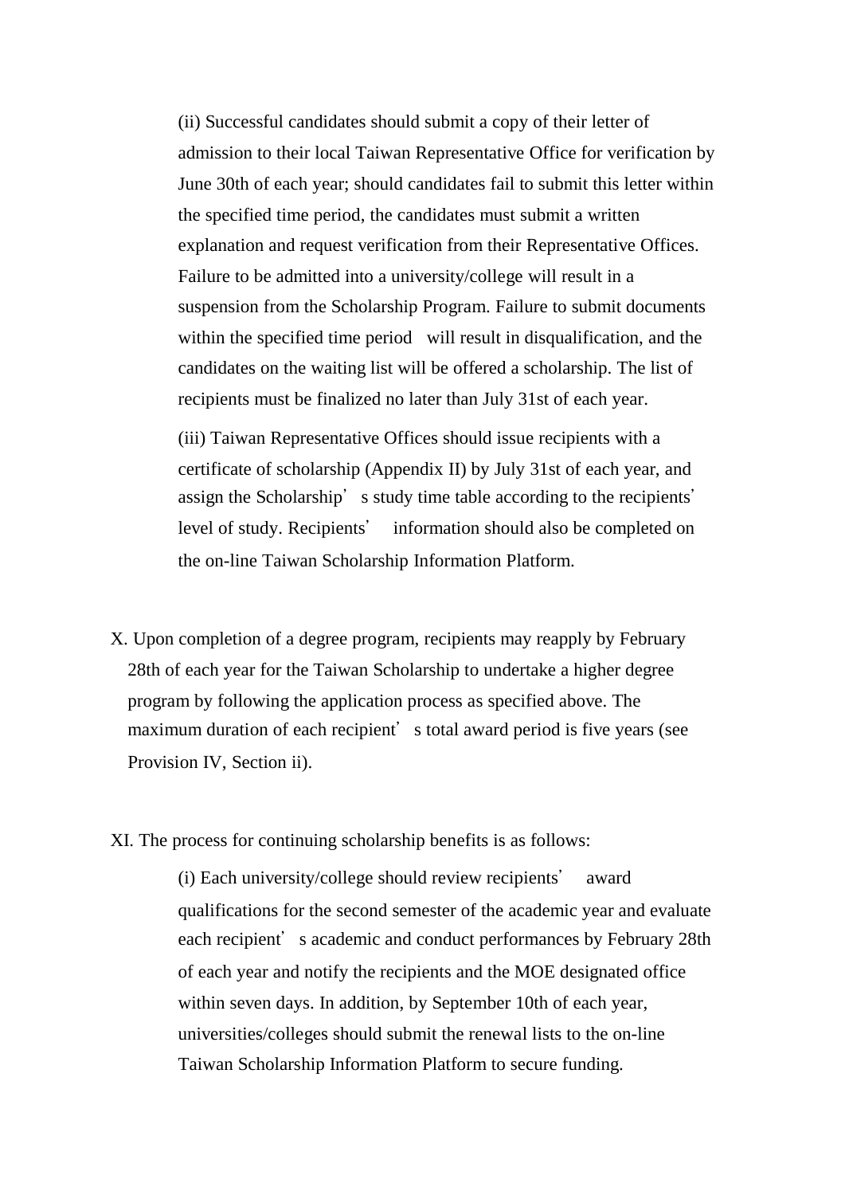(ii) Successful candidates should submit a copy of their letter of admission to their local Taiwan Representative Office for verification by June 30th of each year; should candidates fail to submit this letter within the specified time period, the candidates must submit a written explanation and request verification from their Representative Offices. Failure to be admitted into a university/college will result in a suspension from the Scholarship Program. Failure to submit documents within the specified time period will result in disqualification, and the candidates on the waiting list will be offered a scholarship. The list of recipients must be finalized no later than July 31st of each year.

(iii) Taiwan Representative Offices should issue recipients with a certificate of scholarship (Appendix II) by July 31st of each year, and assign the Scholarship's study time table according to the recipients' level of study. Recipients' information should also be completed on the on-line Taiwan Scholarship Information Platform.

X. Upon completion of a degree program, recipients may reapply by February 28th of each year for the Taiwan Scholarship to undertake a higher degree program by following the application process as specified above. The maximum duration of each recipient's total award period is five years (see Provision IV, Section ii).

XI. The process for continuing scholarship benefits is as follows:

(i) Each university/college should review recipients' award qualifications for the second semester of the academic year and evaluate each recipient's academic and conduct performances by February 28th of each year and notify the recipients and the MOE designated office within seven days. In addition, by September 10th of each year, universities/colleges should submit the renewal lists to the on-line Taiwan Scholarship Information Platform to secure funding.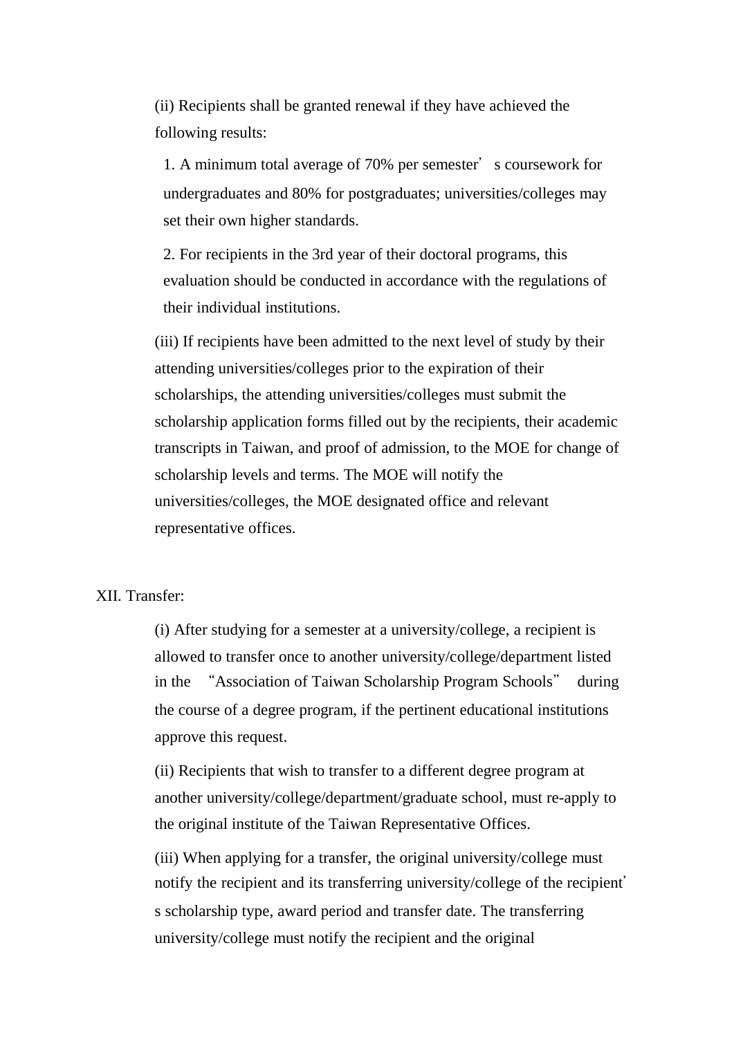(ii) Recipients shall be granted renewal if they have achieved the following results:

1. A minimum total average of 70% per semester's coursework for undergraduates and 80% for postgraduates; universities/colleges may set their own higher standards.

2. For recipients in the 3rd year of their doctoral programs, this evaluation should be conducted in accordance with the regulations of their individual institutions.

(iii) If recipients have been admitted to the next level of study by their attending universities/colleges prior to the expiration of their scholarships, the attending universities/colleges must submit the scholarship application forms filled out by the recipients, their academic transcripts in Taiwan, and proof of admission, to the MOE for change of scholarship levels and terms. The MOE will notify the universities/colleges, the MOE designated office and relevant representative offices.

XII. Transfer:

(i) After studying for a semester at a university/college, a recipient is allowed to transfer once to another university/college/department listed in the "Association of Taiwan Scholarship Program Schools" during the course of a degree program, if the pertinent educational institutions approve this request.

(ii) Recipients that wish to transfer to a different degree program at another university/college/department/graduate school, must re-apply to the original institute of the Taiwan Representative Offices.

(iii) When applying for a transfer, the original university/college must notify the recipient and its transferring university/college of the recipient's scholarship type, award period and transfer date. The transferring university/college must notify the recipient and the original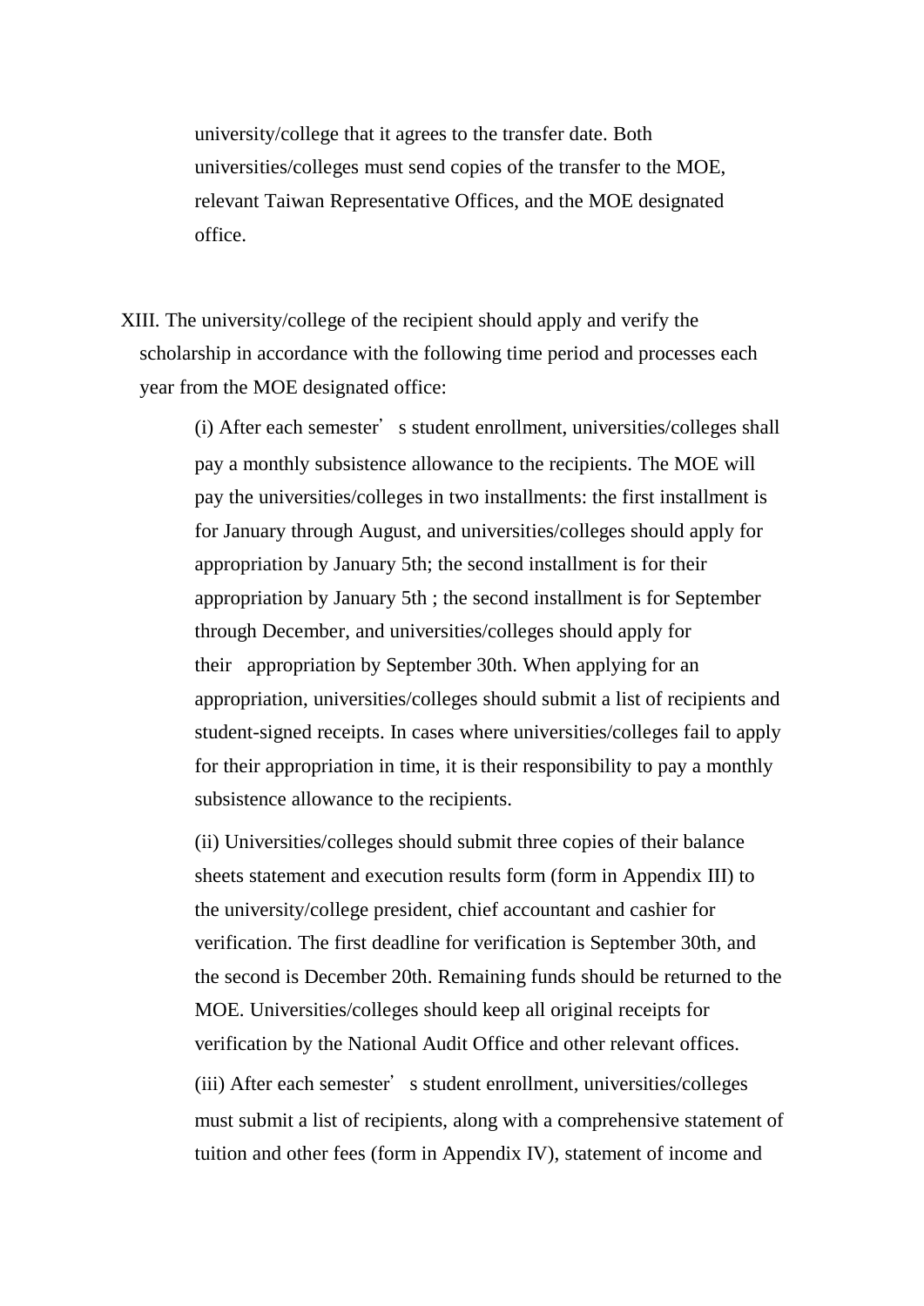university/college that it agrees to the transfer date. Both universities/colleges must send copies of the transfer to the MOE, relevant Taiwan Representative Offices, and the MOE designated office.

XIII. The university/college of the recipient should apply and verify the scholarship in accordance with the following time period and processes each year from the MOE designated office:

(i) After each semester's student enrollment, universities/colleges shall pay a monthly subsistence allowance to the recipients. The MOE will pay the universities/colleges in two installments: the first installment is for January through August, and universities/colleges should apply for appropriation by January 5th; the second installment is for their appropriation by January 5th ; the second installment is for September through December, and universities/colleges should apply for their appropriation by September 30th. When applying for an appropriation, universities/colleges should submit a list of recipients and student-signed receipts. In cases where universities/colleges fail to apply for their appropriation in time, it is their responsibility to pay a monthly subsistence allowance to the recipients.

(ii) Universities/colleges should submit three copies of their balance sheets statement and execution results form (form in Appendix III) to the university/college president, chief accountant and cashier for verification. The first deadline for verification is September 30th, and the second is December 20th. Remaining funds should be returned to the MOE. Universities/colleges should keep all original receipts for verification by the National Audit Office and other relevant offices.

(iii) After each semester's student enrollment, universities/colleges must submit a list of recipients, along with a comprehensive statement of tuition and other fees (form in Appendix IV), statement of income and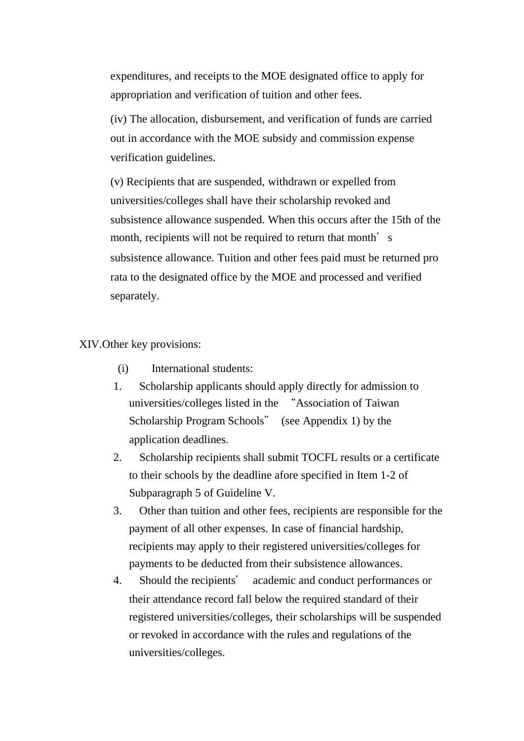expenditures, and receipts to the MOE designated office to apply for appropriation and verification of tuition and other fees.

(iv) The allocation, disbursement, and verification of funds are carried out in accordance with the MOE subsidy and commission expense verification guidelines.

(v) Recipients that are suspended, withdrawn or expelled from universities/colleges shall have their scholarship revoked and subsistence allowance suspended. When this occurs after the 15th of the month, recipients will not be required to return that month's subsistence allowance. Tuition and other fees paid must be returned pro rata to the designated office by the MOE and processed and verified separately.

XIV.Other key provisions:

(i) International students:

1. Scholarship applicants should apply directly for admission to universities/colleges listed in the "Association of Taiwan Scholarship Program Schools" (see Appendix 1) by the application deadlines.
2. Scholarship recipients shall submit TOCFL results or a certificate to their schools by the deadline afore specified in Item 1-2 of Subparagraph 5 of Guideline V.
3. Other than tuition and other fees, recipients are responsible for the payment of all other expenses. In case of financial hardship, recipients may apply to their registered universities/colleges for payments to be deducted from their subsistence allowances.
4. Should the recipients' academic and conduct performances or their attendance record fall below the required standard of their registered universities/colleges, their scholarships will be suspended or revoked in accordance with the rules and regulations of the universities/colleges.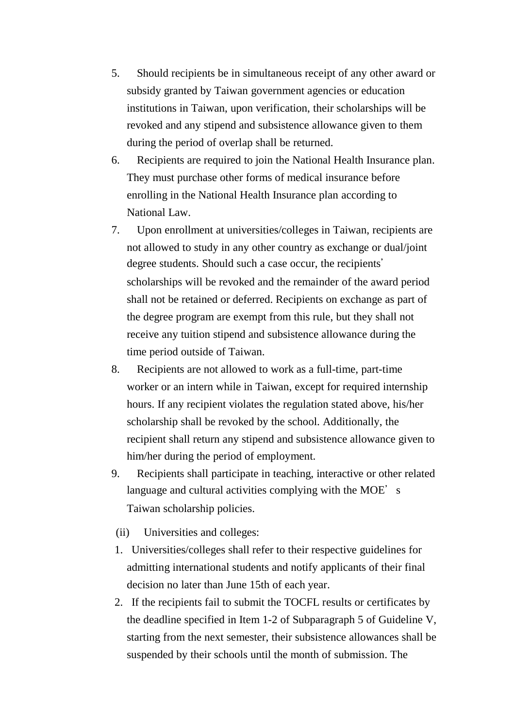5. Should recipients be in simultaneous receipt of any other award or subsidy granted by Taiwan government agencies or education institutions in Taiwan, upon verification, their scholarships will be revoked and any stipend and subsistence allowance given to them during the period of overlap shall be returned.
6. Recipients are required to join the National Health Insurance plan. They must purchase other forms of medical insurance before enrolling in the National Health Insurance plan according to National Law.
7. Upon enrollment at universities/colleges in Taiwan, recipients are not allowed to study in any other country as exchange or dual/joint degree students. Should such a case occur, the recipients' scholarships will be revoked and the remainder of the award period shall not be retained or deferred. Recipients on exchange as part of the degree program are exempt from this rule, but they shall not receive any tuition stipend and subsistence allowance during the time period outside of Taiwan.
8. Recipients are not allowed to work as a full-time, part-time worker or an intern while in Taiwan, except for required internship hours. If any recipient violates the regulation stated above, his/her scholarship shall be revoked by the school. Additionally, the recipient shall return any stipend and subsistence allowance given to him/her during the period of employment.
9. Recipients shall participate in teaching, interactive or other related language and cultural activities complying with the MOE's Taiwan scholarship policies.

(ii) Universities and colleges:

1. Universities/colleges shall refer to their respective guidelines for admitting international students and notify applicants of their final decision no later than June 15th of each year.
2. If the recipients fail to submit the TOCFL results or certificates by the deadline specified in Item 1-2 of Subparagraph 5 of Guideline V, starting from the next semester, their subsistence allowances shall be suspended by their schools until the month of submission. The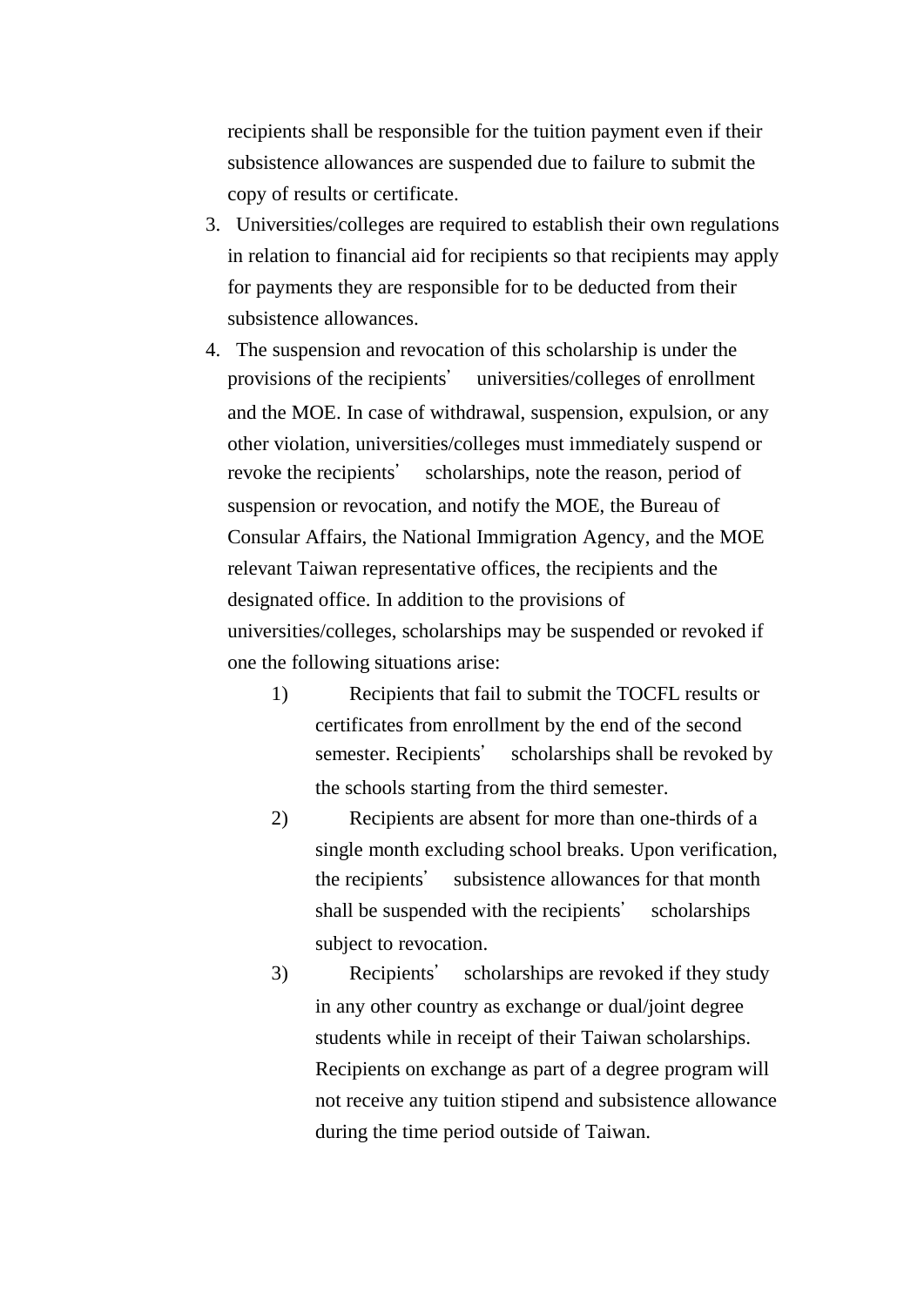recipients shall be responsible for the tuition payment even if their subsistence allowances are suspended due to failure to submit the copy of results or certificate.

3. Universities/colleges are required to establish their own regulations in relation to financial aid for recipients so that recipients may apply for payments they are responsible for to be deducted from their subsistence allowances.
4. The suspension and revocation of this scholarship is under the provisions of the recipients' universities/colleges of enrollment and the MOE. In case of withdrawal, suspension, expulsion, or any other violation, universities/colleges must immediately suspend or revoke the recipients' scholarships, note the reason, period of suspension or revocation, and notify the MOE, the Bureau of Consular Affairs, the National Immigration Agency, and the MOE relevant Taiwan representative offices, the recipients and the designated office. In addition to the provisions of universities/colleges, scholarships may be suspended or revoked if one the following situations arise:
    1) Recipients that fail to submit the TOCFL results or certificates from enrollment by the end of the second semester. Recipients' scholarships shall be revoked by the schools starting from the third semester.
    2) Recipients are absent for more than one-thirds of a single month excluding school breaks. Upon verification, the recipients' subsistence allowances for that month shall be suspended with the recipients' scholarships subject to revocation.
    3) Recipients' scholarships are revoked if they study in any other country as exchange or dual/joint degree students while in receipt of their Taiwan scholarships. Recipients on exchange as part of a degree program will not receive any tuition stipend and subsistence allowance during the time period outside of Taiwan.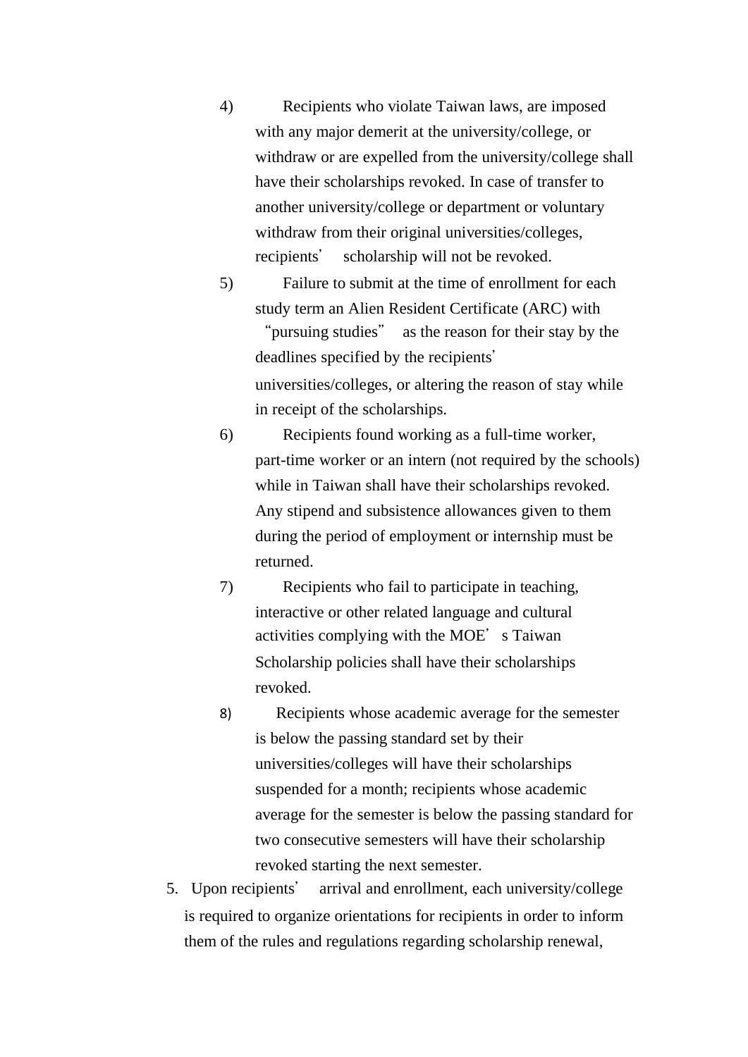4) Recipients who violate Taiwan laws, are imposed with any major demerit at the university/college, or withdraw or are expelled from the university/college shall have their scholarships revoked. In case of transfer to another university/college or department or voluntary withdraw from their original universities/colleges, recipients' scholarship will not be revoked.

5) Failure to submit at the time of enrollment for each study term an Alien Resident Certificate (ARC) with "pursuing studies" as the reason for their stay by the deadlines specified by the recipients' universities/colleges, or altering the reason of stay while in receipt of the scholarships.

6) Recipients found working as a full-time worker, part-time worker or an intern (not required by the schools) while in Taiwan shall have their scholarships revoked. Any stipend and subsistence allowances given to them during the period of employment or internship must be returned.

7) Recipients who fail to participate in teaching, interactive or other related language and cultural activities complying with the MOE's Taiwan Scholarship policies shall have their scholarships revoked.

8) Recipients whose academic average for the semester is below the passing standard set by their universities/colleges will have their scholarships suspended for a month; recipients whose academic average for the semester is below the passing standard for two consecutive semesters will have their scholarship revoked starting the next semester.

5. Upon recipients' arrival and enrollment, each university/college is required to organize orientations for recipients in order to inform them of the rules and regulations regarding scholarship renewal,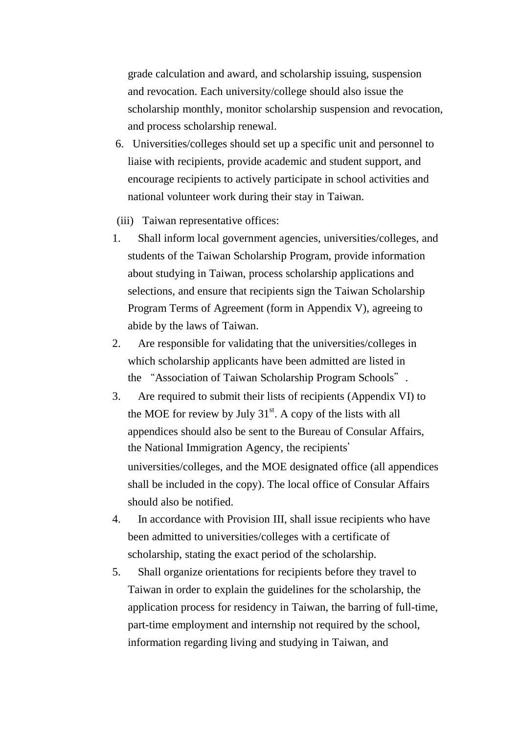grade calculation and award, and scholarship issuing, suspension and revocation. Each university/college should also issue the scholarship monthly, monitor scholarship suspension and revocation, and process scholarship renewal.

6. Universities/colleges should set up a specific unit and personnel to liaise with recipients, provide academic and student support, and encourage recipients to actively participate in school activities and national volunteer work during their stay in Taiwan.

(iii) Taiwan representative offices:

1. Shall inform local government agencies, universities/colleges, and students of the Taiwan Scholarship Program, provide information about studying in Taiwan, process scholarship applications and selections, and ensure that recipients sign the Taiwan Scholarship Program Terms of Agreement (form in Appendix V), agreeing to abide by the laws of Taiwan.
2. Are responsible for validating that the universities/colleges in which scholarship applicants have been admitted are listed in the "Association of Taiwan Scholarship Program Schools".
3. Are required to submit their lists of recipients (Appendix VI) to the MOE for review by July 31st. A copy of the lists with all appendices should also be sent to the Bureau of Consular Affairs, the National Immigration Agency, the recipients' universities/colleges, and the MOE designated office (all appendices shall be included in the copy). The local office of Consular Affairs should also be notified.
4. In accordance with Provision III, shall issue recipients who have been admitted to universities/colleges with a certificate of scholarship, stating the exact period of the scholarship.
5. Shall organize orientations for recipients before they travel to Taiwan in order to explain the guidelines for the scholarship, the application process for residency in Taiwan, the barring of full-time, part-time employment and internship not required by the school, information regarding living and studying in Taiwan, and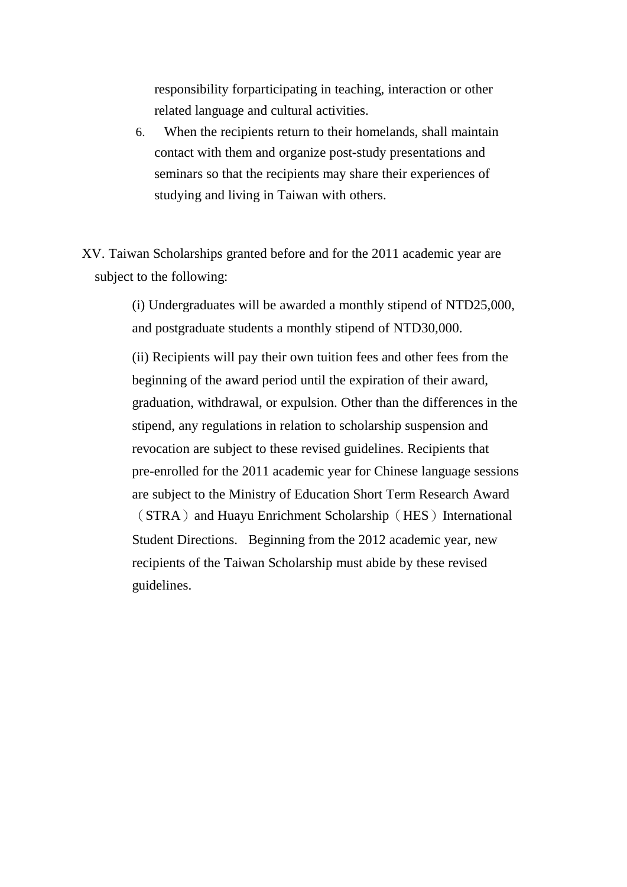responsibility forparticipating in teaching, interaction or other related language and cultural activities.

6. When the recipients return to their homelands, shall maintain contact with them and organize post-study presentations and seminars so that the recipients may share their experiences of studying and living in Taiwan with others.

XV. Taiwan Scholarships granted before and for the 2011 academic year are subject to the following:

(i) Undergraduates will be awarded a monthly stipend of NTD25,000, and postgraduate students a monthly stipend of NTD30,000.

(ii) Recipients will pay their own tuition fees and other fees from the beginning of the award period until the expiration of their award, graduation, withdrawal, or expulsion. Other than the differences in the stipend, any regulations in relation to scholarship suspension and revocation are subject to these revised guidelines. Recipients that pre-enrolled for the 2011 academic year for Chinese language sessions are subject to the Ministry of Education Short Term Research Award（STRA）and Huayu Enrichment Scholarship（HES）International Student Directions. Beginning from the 2012 academic year, new recipients of the Taiwan Scholarship must abide by these revised guidelines.